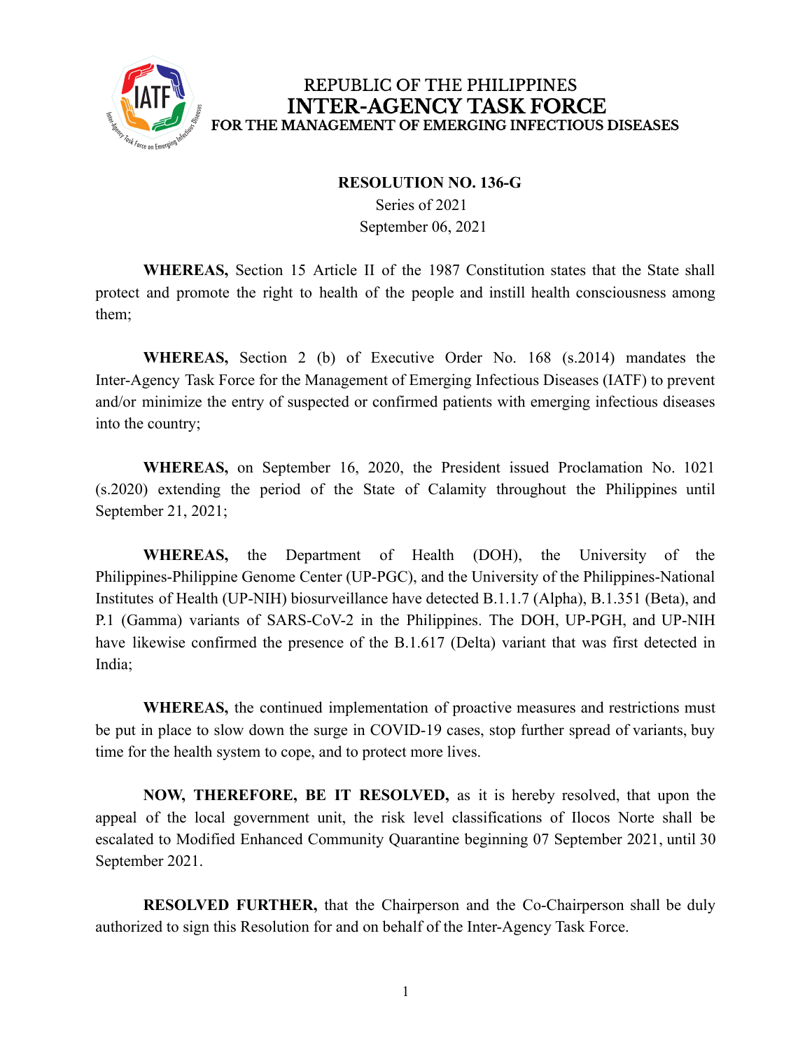REPUBLIC OF THE PHILIPPINES
# INTER-AGENCY TASK FORCE
## FOR THE MANAGEMENT OF EMERGING INFECTIOUS DISEASES

**RESOLUTION NO. 136-G**
Series of 2021
September 06, 2021

**WHEREAS,** Section 15 Article II of the 1987 Constitution states that the State shall protect and promote the right to health of the people and instill health consciousness among them;

**WHEREAS,** Section 2 (b) of Executive Order No. 168 (s.2014) mandates the Inter-Agency Task Force for the Management of Emerging Infectious Diseases (IATF) to prevent and/or minimize the entry of suspected or confirmed patients with emerging infectious diseases into the country;

**WHEREAS,** on September 16, 2020, the President issued Proclamation No. 1021 (s.2020) extending the period of the State of Calamity throughout the Philippines until September 21, 2021;

**WHEREAS,** the Department of Health (DOH), the University of the Philippines-Philippine Genome Center (UP-PGC), and the University of the Philippines-National Institutes of Health (UP-NIH) biosurveillance have detected B.1.1.7 (Alpha), B.1.351 (Beta), and P.1 (Gamma) variants of SARS-CoV-2 in the Philippines. The DOH, UP-PGH, and UP-NIH have likewise confirmed the presence of the B.1.617 (Delta) variant that was first detected in India;

**WHEREAS,** the continued implementation of proactive measures and restrictions must be put in place to slow down the surge in COVID-19 cases, stop further spread of variants, buy time for the health system to cope, and to protect more lives.

**NOW, THEREFORE, BE IT RESOLVED,** as it is hereby resolved, that upon the appeal of the local government unit, the risk level classifications of Ilocos Norte shall be escalated to Modified Enhanced Community Quarantine beginning 07 September 2021, until 30 September 2021.

**RESOLVED FURTHER,** that the Chairperson and the Co-Chairperson shall be duly authorized to sign this Resolution for and on behalf of the Inter-Agency Task Force.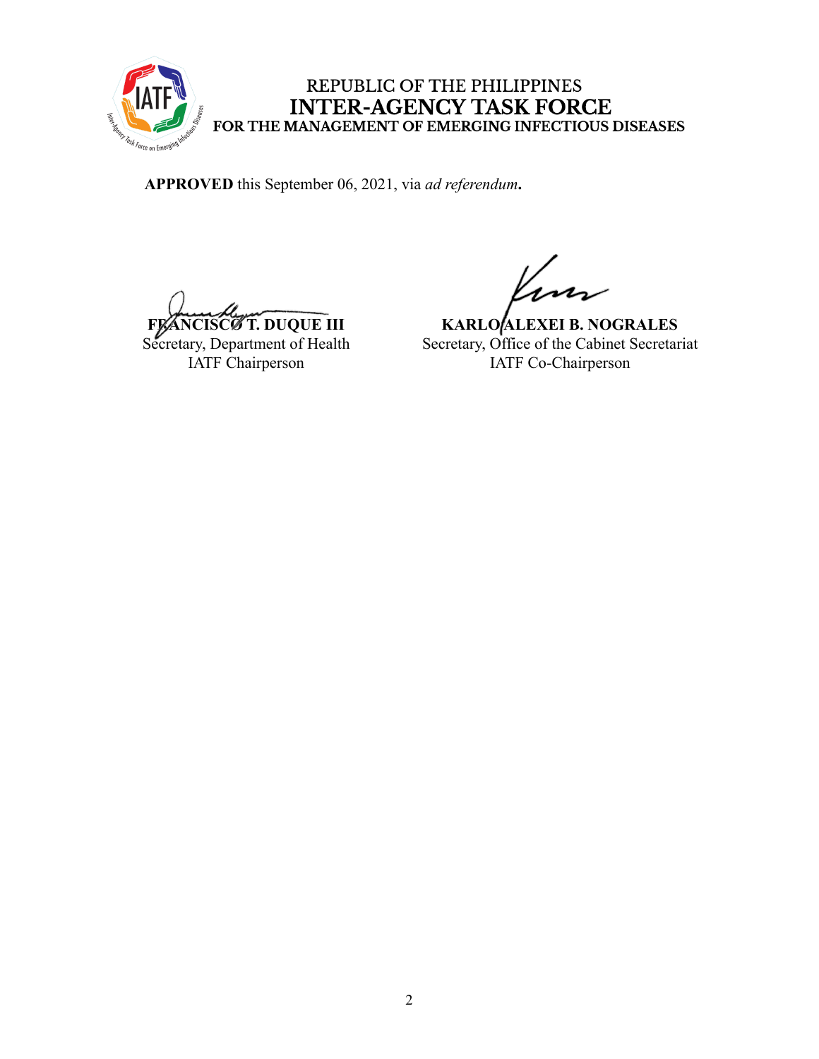REPUBLIC OF THE PHILIPPINES
**INTER-AGENCY TASK FORCE**
**FOR THE MANAGEMENT OF EMERGING INFECTIOUS DISEASES**

**APPROVED** this September 06, 2021, via *ad referendum***.**

| | |
|---|---|
| **FRANCISCO T. DUQUE III** | **KARLO ALEXEI B. NOGRALES** |
| Secretary, Department of Health | Secretary, Office of the Cabinet Secretariat |
| IATF Chairperson | IATF Co-Chairperson |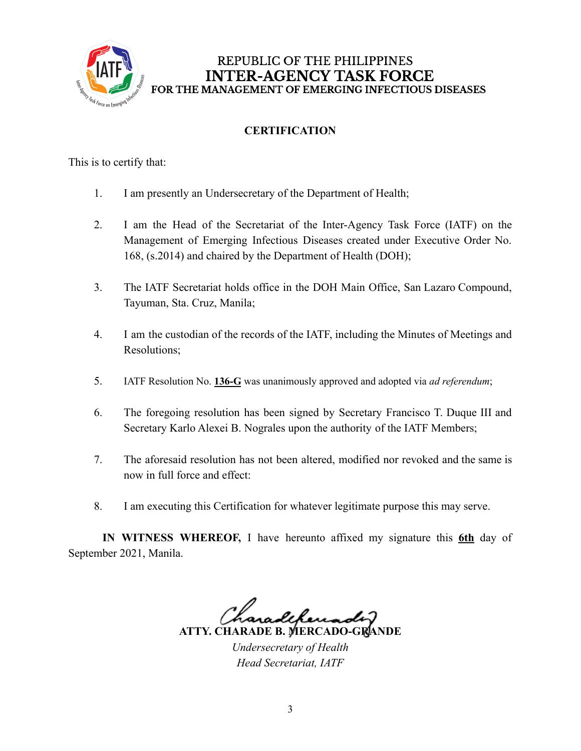REPUBLIC OF THE PHILIPPINES

**INTER-AGENCY TASK FORCE**

**FOR THE MANAGEMENT OF EMERGING INFECTIOUS DISEASES**

## CERTIFICATION

This is to certify that:

1. I am presently an Undersecretary of the Department of Health;

2. I am the Head of the Secretariat of the Inter-Agency Task Force (IATF) on the Management of Emerging Infectious Diseases created under Executive Order No. 168, (s.2014) and chaired by the Department of Health (DOH);

3. The IATF Secretariat holds office in the DOH Main Office, San Lazaro Compound, Tayuman, Sta. Cruz, Manila;

4. I am the custodian of the records of the IATF, including the Minutes of Meetings and Resolutions;

5. IATF Resolution No. **136-G** was unanimously approved and adopted via *ad referendum*;

6. The foregoing resolution has been signed by Secretary Francisco T. Duque III and Secretary Karlo Alexei B. Nograles upon the authority of the IATF Members;

7. The aforesaid resolution has not been altered, modified nor revoked and the same is now in full force and effect:

8. I am executing this Certification for whatever legitimate purpose this may serve.

**IN WITNESS WHEREOF,** I have hereunto affixed my signature this **6th** day of September 2021, Manila.

**ATTY. CHARADE B. MERCADO-GRANDE**

*Undersecretary of Health*

*Head Secretariat, IATF*